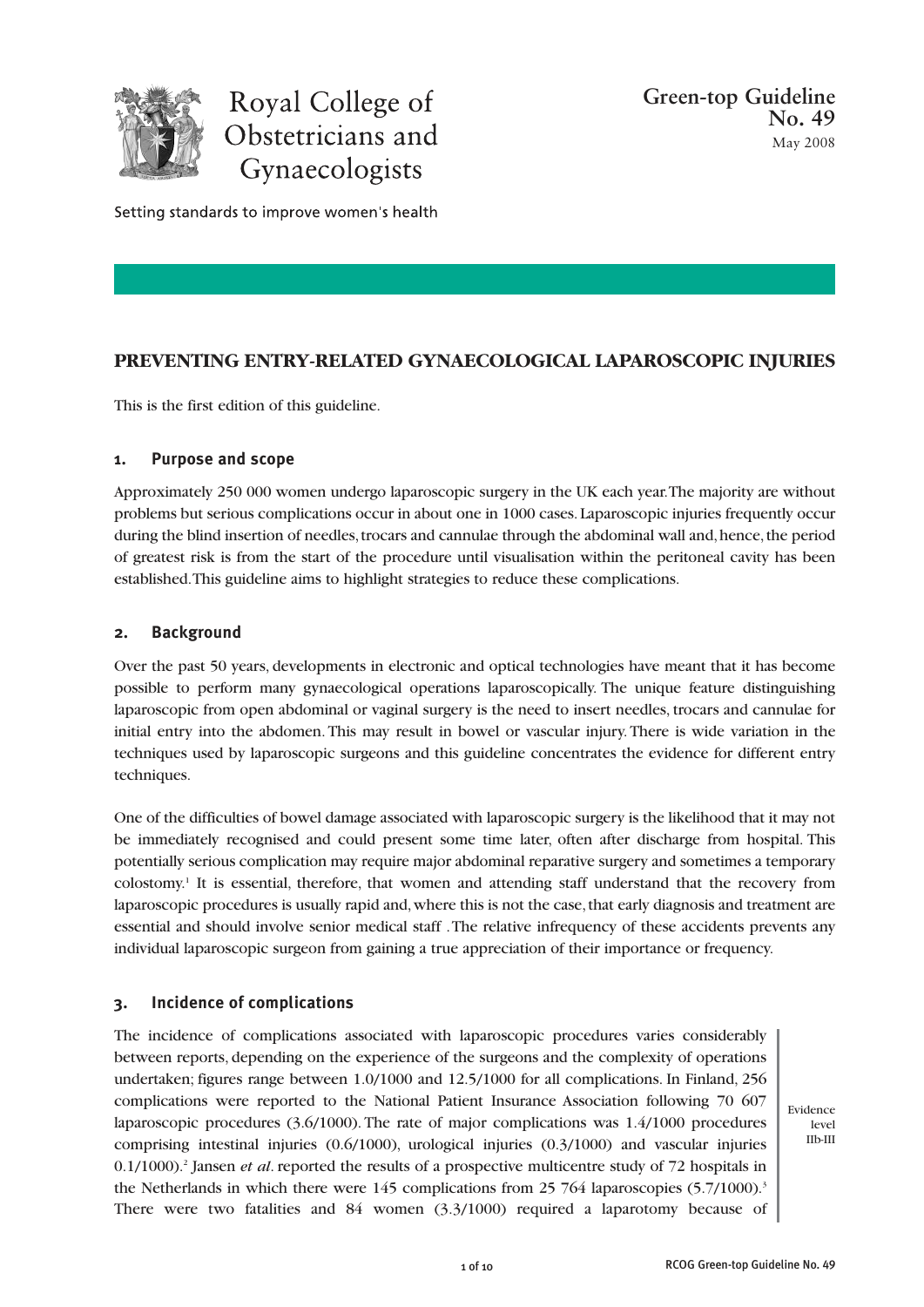Royal College of Obstetricians and Gynaecologists

Setting standards to improve women's health

**Green-top Guideline No. 49**
May 2008

# PREVENTING ENTRY-RELATED GYNAECOLOGICAL LAPAROSCOPIC INJURIES

This is the first edition of this guideline.

## 1. Purpose and scope

Approximately 250 000 women undergo laparoscopic surgery in the UK each year. The majority are without problems but serious complications occur in about one in 1000 cases. Laparoscopic injuries frequently occur during the blind insertion of needles, trocars and cannulae through the abdominal wall and, hence, the period of greatest risk is from the start of the procedure until visualisation within the peritoneal cavity has been established. This guideline aims to highlight strategies to reduce these complications.

## 2. Background

Over the past 50 years, developments in electronic and optical technologies have meant that it has become possible to perform many gynaecological operations laparoscopically. The unique feature distinguishing laparoscopic from open abdominal or vaginal surgery is the need to insert needles, trocars and cannulae for initial entry into the abdomen. This may result in bowel or vascular injury. There is wide variation in the techniques used by laparoscopic surgeons and this guideline concentrates the evidence for different entry techniques.

One of the difficulties of bowel damage associated with laparoscopic surgery is the likelihood that it may not be immediately recognised and could present some time later, often after discharge from hospital. This potentially serious complication may require major abdominal reparative surgery and sometimes a temporary colostomy.[1] It is essential, therefore, that women and attending staff understand that the recovery from laparoscopic procedures is usually rapid and, where this is not the case, that early diagnosis and treatment are essential and should involve senior medical staff . The relative infrequency of these accidents prevents any individual laparoscopic surgeon from gaining a true appreciation of their importance or frequency.

## 3. Incidence of complications

The incidence of complications associated with laparoscopic procedures varies considerably between reports, depending on the experience of the surgeons and the complexity of operations undertaken; figures range between 1.0/1000 and 12.5/1000 for all complications. In Finland, 256 complications were reported to the National Patient Insurance Association following 70 607 laparoscopic procedures (3.6/1000). The rate of major complications was 1.4/1000 procedures comprising intestinal injuries (0.6/1000), urological injuries (0.3/1000) and vascular injuries 0.1/1000).[2] Jansen *et al*. reported the results of a prospective multicentre study of 72 hospitals in the Netherlands in which there were 145 complications from 25 764 laparoscopies (5.7/1000).[3] There were two fatalities and 84 women (3.3/1000) required a laparotomy because of

Evidence level IIb-III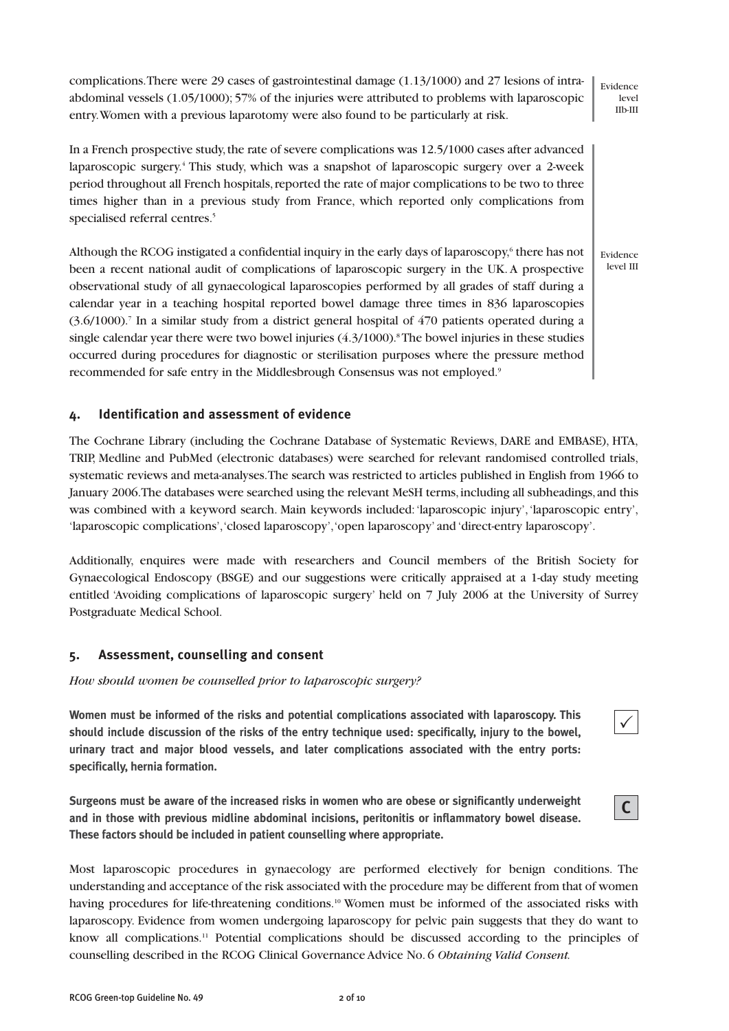complications. There were 29 cases of gastrointestinal damage (1.13/1000) and 27 lesions of intra-abdominal vessels (1.05/1000); 57% of the injuries were attributed to problems with laparoscopic entry. Women with a previous laparotomy were also found to be particularly at risk.

Evidence level IIb-III

In a French prospective study, the rate of severe complications was 12.5/1000 cases after advanced laparoscopic surgery.[4] This study, which was a snapshot of laparoscopic surgery over a 2-week period throughout all French hospitals, reported the rate of major complications to be two to three times higher than in a previous study from France, which reported only complications from specialised referral centres.[5]

Although the RCOG instigated a confidential inquiry in the early days of laparoscopy,[6] there has not been a recent national audit of complications of laparoscopic surgery in the UK. A prospective observational study of all gynaecological laparoscopies performed by all grades of staff during a calendar year in a teaching hospital reported bowel damage three times in 836 laparoscopies (3.6/1000).[7] In a similar study from a district general hospital of 470 patients operated during a single calendar year there were two bowel injuries (4.3/1000).[8] The bowel injuries in these studies occurred during procedures for diagnostic or sterilisation purposes where the pressure method recommended for safe entry in the Middlesbrough Consensus was not employed.[9]

Evidence level III

## 4. Identification and assessment of evidence

The Cochrane Library (including the Cochrane Database of Systematic Reviews, DARE and EMBASE), HTA, TRIP, Medline and PubMed (electronic databases) were searched for relevant randomised controlled trials, systematic reviews and meta-analyses. The search was restricted to articles published in English from 1966 to January 2006. The databases were searched using the relevant MeSH terms, including all subheadings, and this was combined with a keyword search. Main keywords included: 'laparoscopic injury', 'laparoscopic entry', 'laparoscopic complications', 'closed laparoscopy', 'open laparoscopy' and 'direct-entry laparoscopy'.

Additionally, enquires were made with researchers and Council members of the British Society for Gynaecological Endoscopy (BSGE) and our suggestions were critically appraised at a 1-day study meeting entitled 'Avoiding complications of laparoscopic surgery' held on 7 July 2006 at the University of Surrey Postgraduate Medical School.

## 5. Assessment, counselling and consent

*How should women be counselled prior to laparoscopic surgery?*

**Women must be informed of the risks and potential complications associated with laparoscopy. This should include discussion of the risks of the entry technique used: specifically, injury to the bowel, urinary tract and major blood vessels, and later complications associated with the entry ports: specifically, hernia formation.**

✓

**Surgeons must be aware of the increased risks in women who are obese or significantly underweight and in those with previous midline abdominal incisions, peritonitis or inflammatory bowel disease. These factors should be included in patient counselling where appropriate.**

C

Most laparoscopic procedures in gynaecology are performed electively for benign conditions. The understanding and acceptance of the risk associated with the procedure may be different from that of women having procedures for life-threatening conditions.[10] Women must be informed of the associated risks with laparoscopy. Evidence from women undergoing laparoscopy for pelvic pain suggests that they do want to know all complications.[11] Potential complications should be discussed according to the principles of counselling described in the RCOG Clinical Governance Advice No. 6 *Obtaining Valid Consent.*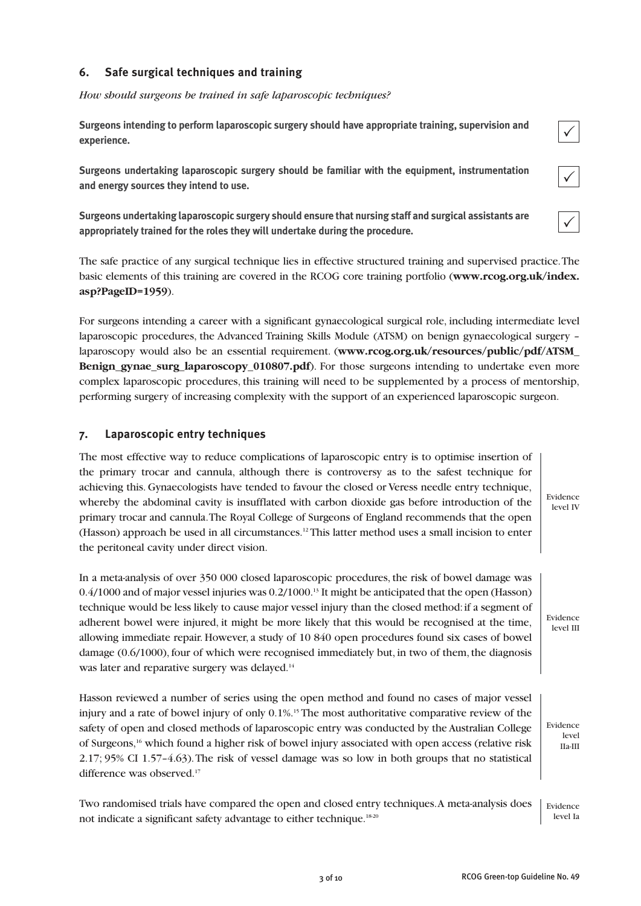## 6. Safe surgical techniques and training

*How should surgeons be trained in safe laparoscopic techniques?*

**Surgeons intending to perform laparoscopic surgery should have appropriate training, supervision and experience.** ✓

**Surgeons undertaking laparoscopic surgery should be familiar with the equipment, instrumentation and energy sources they intend to use.** ✓

**Surgeons undertaking laparoscopic surgery should ensure that nursing staff and surgical assistants are appropriately trained for the roles they will undertake during the procedure.** ✓

The safe practice of any surgical technique lies in effective structured training and supervised practice. The basic elements of this training are covered in the RCOG core training portfolio (**www.rcog.org.uk/index.asp?PageID=1959**).

For surgeons intending a career with a significant gynaecological surgical role, including intermediate level laparoscopic procedures, the Advanced Training Skills Module (ATSM) on benign gynaecological surgery – laparoscopy would also be an essential requirement. (**www.rcog.org.uk/resources/public/pdf/ATSM_Benign_gynae_surg_laparoscopy_010807.pdf**). For those surgeons intending to undertake even more complex laparoscopic procedures, this training will need to be supplemented by a process of mentorship, performing surgery of increasing complexity with the support of an experienced laparoscopic surgeon.

## 7. Laparoscopic entry techniques

The most effective way to reduce complications of laparoscopic entry is to optimise insertion of the primary trocar and cannula, although there is controversy as to the safest technique for achieving this. Gynaecologists have tended to favour the closed or Veress needle entry technique, whereby the abdominal cavity is insufflated with carbon dioxide gas before introduction of the primary trocar and cannula. The Royal College of Surgeons of England recommends that the open (Hasson) approach be used in all circumstances.[12] This latter method uses a small incision to enter the peritoneal cavity under direct vision.

Evidence level IV

In a meta-analysis of over 350 000 closed laparoscopic procedures, the risk of bowel damage was 0.4/1000 and of major vessel injuries was 0.2/1000.[13] It might be anticipated that the open (Hasson) technique would be less likely to cause major vessel injury than the closed method: if a segment of adherent bowel were injured, it might be more likely that this would be recognised at the time, allowing immediate repair. However, a study of 10 840 open procedures found six cases of bowel damage (0.6/1000), four of which were recognised immediately but, in two of them, the diagnosis was later and reparative surgery was delayed.[14]

Evidence level III

Hasson reviewed a number of series using the open method and found no cases of major vessel injury and a rate of bowel injury of only 0.1%.[15] The most authoritative comparative review of the safety of open and closed methods of laparoscopic entry was conducted by the Australian College of Surgeons,[16] which found a higher risk of bowel injury associated with open access (relative risk 2.17; 95% CI 1.57–4.63). The risk of vessel damage was so low in both groups that no statistical difference was observed.[17]

Evidence level IIa-III

Two randomised trials have compared the open and closed entry techniques. A meta-analysis does not indicate a significant safety advantage to either technique.[18-20]

Evidence level Ia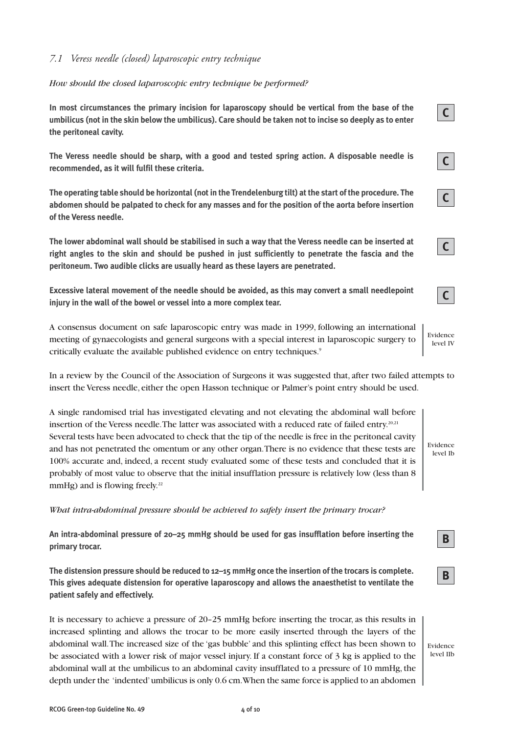### *7.1 Veress needle (closed) laparoscopic entry technique*

*How should the closed laparoscopic entry technique be performed?*

**In most circumstances the primary incision for laparoscopy should be vertical from the base of the umbilicus (not in the skin below the umbilicus). Care should be taken not to incise so deeply as to enter the peritoneal cavity.**

**C**

**The Veress needle should be sharp, with a good and tested spring action. A disposable needle is recommended, as it will fulfil these criteria.**

**C**

**The operating table should be horizontal (not in the Trendelenburg tilt) at the start of the procedure. The abdomen should be palpated to check for any masses and for the position of the aorta before insertion of the Veress needle.**

**C**

**The lower abdominal wall should be stabilised in such a way that the Veress needle can be inserted at right angles to the skin and should be pushed in just sufficiently to penetrate the fascia and the peritoneum. Two audible clicks are usually heard as these layers are penetrated.**

**C**

**Excessive lateral movement of the needle should be avoided, as this may convert a small needlepoint injury in the wall of the bowel or vessel into a more complex tear.**

**C**

A consensus document on safe laparoscopic entry was made in 1999, following an international meeting of gynaecologists and general surgeons with a special interest in laparoscopic surgery to critically evaluate the available published evidence on entry techniques.[9]

Evidence level IV

In a review by the Council of the Association of Surgeons it was suggested that, after two failed attempts to insert the Veress needle, either the open Hasson technique or Palmer's point entry should be used.

A single randomised trial has investigated elevating and not elevating the abdominal wall before insertion of the Veress needle. The latter was associated with a reduced rate of failed entry.[20,21] Several tests have been advocated to check that the tip of the needle is free in the peritoneal cavity and has not penetrated the omentum or any other organ. There is no evidence that these tests are 100% accurate and, indeed, a recent study evaluated some of these tests and concluded that it is probably of most value to observe that the initial insufflation pressure is relatively low (less than 8 mmHg) and is flowing freely.[22]

Evidence level Ib

*What intra-abdominal pressure should be achieved to safely insert the primary trocar?*

**An intra-abdominal pressure of 20–25 mmHg should be used for gas insufflation before inserting the primary trocar.**

**B**

**The distension pressure should be reduced to 12–15 mmHg once the insertion of the trocars is complete. This gives adequate distension for operative laparoscopy and allows the anaesthetist to ventilate the patient safely and effectively.**

**B**

It is necessary to achieve a pressure of 20–25 mmHg before inserting the trocar, as this results in increased splinting and allows the trocar to be more easily inserted through the layers of the abdominal wall. The increased size of the 'gas bubble' and this splinting effect has been shown to be associated with a lower risk of major vessel injury. If a constant force of 3 kg is applied to the abdominal wall at the umbilicus to an abdominal cavity insufflated to a pressure of 10 mmHg, the depth under the 'indented' umbilicus is only 0.6 cm. When the same force is applied to an abdomen

Evidence level IIb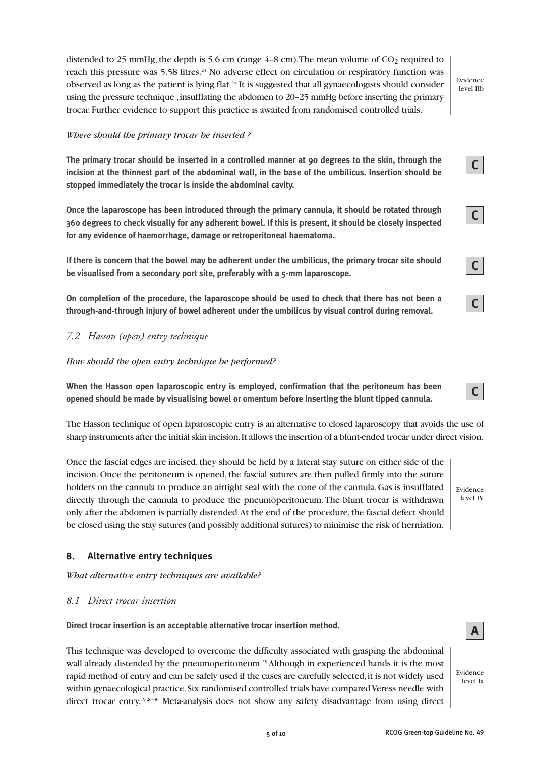distended to 25 mmHg, the depth is 5.6 cm (range 4–8 cm). The mean volume of $CO_2$ required to reach this pressure was 5.58 litres.[23] No adverse effect on circulation or respiratory function was observed as long as the patient is lying flat.[24] It is suggested that all gynaecologists should consider using the pressure technique , insufflating the abdomen to 20–25 mmHg before inserting the primary trocar. Further evidence to support this practice is awaited from randomised controlled trials.

Evidence level IIb

*Where should the primary trocar be inserted ?*

**The primary trocar should be inserted in a controlled manner at 90 degrees to the skin, through the incision at the thinnest part of the abdominal wall, in the base of the umbilicus. Insertion should be stopped immediately the trocar is inside the abdominal cavity.**

**C**

**Once the laparoscope has been introduced through the primary cannula, it should be rotated through 360 degrees to check visually for any adherent bowel. If this is present, it should be closely inspected for any evidence of haemorrhage, damage or retroperitoneal haematoma.**

**C**

**If there is concern that the bowel may be adherent under the umbilicus, the primary trocar site should be visualised from a secondary port site, preferably with a 5-mm laparoscope.**

**C**

**On completion of the procedure, the laparoscope should be used to check that there has not been a through-and-through injury of bowel adherent under the umbilicus by visual control during removal.**

**C**

### *7.2 Hasson (open) entry technique*

*How should the open entry technique be performed?*

**When the Hasson open laparoscopic entry is employed, confirmation that the peritoneum has been opened should be made by visualising bowel or omentum before inserting the blunt tipped cannula.**

**C**

The Hasson technique of open laparoscopic entry is an alternative to closed laparoscopy that avoids the use of sharp instruments after the initial skin incision. It allows the insertion of a blunt-ended trocar under direct vision.

Once the fascial edges are incised, they should be held by a lateral stay suture on either side of the incision. Once the peritoneum is opened, the fascial sutures are then pulled firmly into the suture holders on the cannula to produce an airtight seal with the cone of the cannula. Gas is insufflated directly through the cannula to produce the pneumoperitoneum. The blunt trocar is withdrawn only after the abdomen is partially distended. At the end of the procedure, the fascial defect should be closed using the stay sutures (and possibly additional sutures) to minimise the risk of herniation.

Evidence level IV

## 8. Alternative entry techniques

*What alternative entry techniques are available?*

### *8.1 Direct trocar insertion*

**Direct trocar insertion is an acceptable alternative trocar insertion method.**

**A**

This technique was developed to overcome the difficulty associated with grasping the abdominal wall already distended by the pneumoperitoneum.[25] Although in experienced hands it is the most rapid method of entry and can be safely used if the cases are carefully selected, it is not widely used within gynaecological practice. Six randomised controlled trials have compared Veress needle with direct trocar entry.[19,26–30] Meta-analysis does not show any safety disadvantage from using direct

Evidence level Ia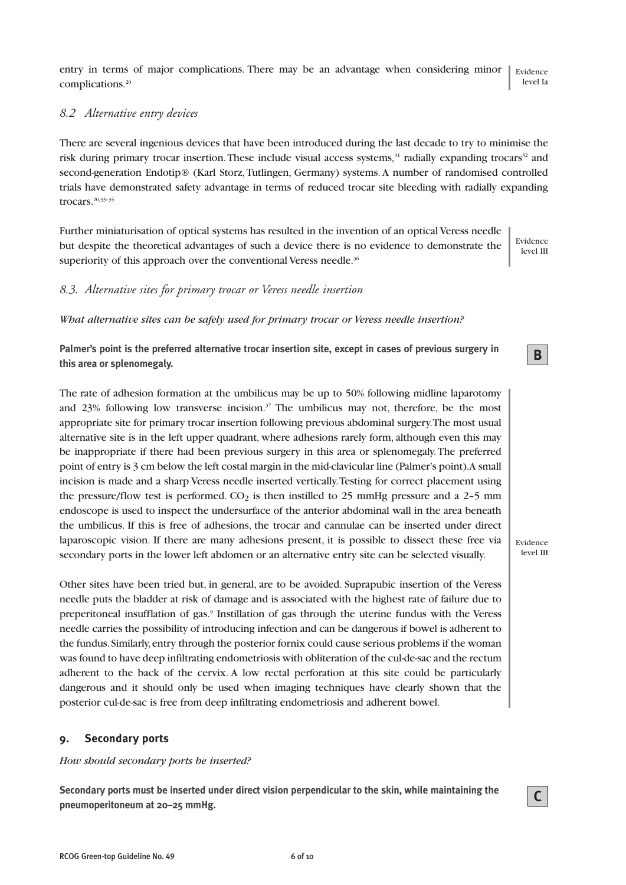entry in terms of major complications. There may be an advantage when considering minor complications.[20]

Evidence level Ia

### 8.2 Alternative entry devices

There are several ingenious devices that have been introduced during the last decade to try to minimise the risk during primary trocar insertion. These include visual access systems,[31] radially expanding trocars[32] and second-generation Endotip® (Karl Storz, Tutlingen, Germany) systems. A number of randomised controlled trials have demonstrated safety advantage in terms of reduced trocar site bleeding with radially expanding trocars.[20,33–35]

Further miniaturisation of optical systems has resulted in the invention of an optical Veress needle but despite the theoretical advantages of such a device there is no evidence to demonstrate the superiority of this approach over the conventional Veress needle.[36]

Evidence level III

### 8.3. Alternative sites for primary trocar or Veress needle insertion

*What alternative sites can be safely used for primary trocar or Veress needle insertion?*

**Palmer's point is the preferred alternative trocar insertion site, except in cases of previous surgery in this area or splenomegaly.**

**B**

The rate of adhesion formation at the umbilicus may be up to 50% following midline laparotomy and 23% following low transverse incision.[37] The umbilicus may not, therefore, be the most appropriate site for primary trocar insertion following previous abdominal surgery. The most usual alternative site is in the left upper quadrant, where adhesions rarely form, although even this may be inappropriate if there had been previous surgery in this area or splenomegaly. The preferred point of entry is 3 cm below the left costal margin in the mid-clavicular line (Palmer's point). A small incision is made and a sharp Veress needle inserted vertically. Testing for correct placement using the pressure/flow test is performed. $CO_2$ is then instilled to 25 mmHg pressure and a 2–5 mm endoscope is used to inspect the undersurface of the anterior abdominal wall in the area beneath the umbilicus. If this is free of adhesions, the trocar and cannulae can be inserted under direct laparoscopic vision. If there are many adhesions present, it is possible to dissect these free via secondary ports in the lower left abdomen or an alternative entry site can be selected visually.

Other sites have been tried but, in general, are to be avoided. Suprapubic insertion of the Veress needle puts the bladder at risk of damage and is associated with the highest rate of failure due to preperitoneal insufflation of gas.[9] Instillation of gas through the uterine fundus with the Veress needle carries the possibility of introducing infection and can be dangerous if bowel is adherent to the fundus. Similarly, entry through the posterior fornix could cause serious problems if the woman was found to have deep infiltrating endometriosis with obliteration of the cul-de-sac and the rectum adherent to the back of the cervix. A low rectal perforation at this site could be particularly dangerous and it should only be used when imaging techniques have clearly shown that the posterior cul-de-sac is free from deep infiltrating endometriosis and adherent bowel.

Evidence level III

## 9. Secondary ports

*How should secondary ports be inserted?*

**Secondary ports must be inserted under direct vision perpendicular to the skin, while maintaining the pneumoperitoneum at 20–25 mmHg.**

**C**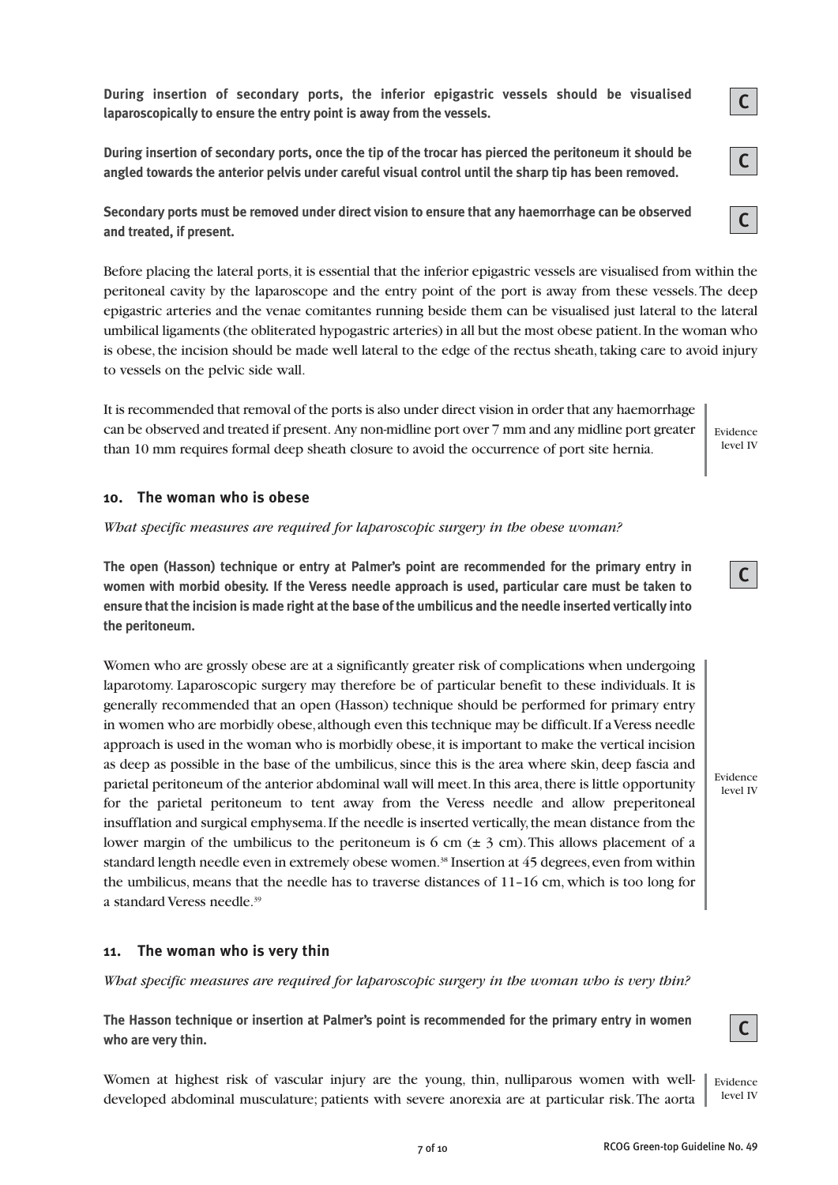**During insertion of secondary ports, the inferior epigastric vessels should be visualised laparoscopically to ensure the entry point is away from the vessels.**

**C**

**During insertion of secondary ports, once the tip of the trocar has pierced the peritoneum it should be angled towards the anterior pelvis under careful visual control until the sharp tip has been removed.**

**C**

**Secondary ports must be removed under direct vision to ensure that any haemorrhage can be observed and treated, if present.**

**C**

Before placing the lateral ports, it is essential that the inferior epigastric vessels are visualised from within the peritoneal cavity by the laparoscope and the entry point of the port is away from these vessels. The deep epigastric arteries and the venae comitantes running beside them can be visualised just lateral to the lateral umbilical ligaments (the obliterated hypogastric arteries) in all but the most obese patient. In the woman who is obese, the incision should be made well lateral to the edge of the rectus sheath, taking care to avoid injury to vessels on the pelvic side wall.

It is recommended that removal of the ports is also under direct vision in order that any haemorrhage can be observed and treated if present. Any non-midline port over 7 mm and any midline port greater than 10 mm requires formal deep sheath closure to avoid the occurrence of port site hernia.

Evidence level IV

## 10. The woman who is obese

*What specific measures are required for laparoscopic surgery in the obese woman?*

**The open (Hasson) technique or entry at Palmer's point are recommended for the primary entry in women with morbid obesity. If the Veress needle approach is used, particular care must be taken to ensure that the incision is made right at the base of the umbilicus and the needle inserted vertically into the peritoneum.**

**C**

Women who are grossly obese are at a significantly greater risk of complications when undergoing laparotomy. Laparoscopic surgery may therefore be of particular benefit to these individuals. It is generally recommended that an open (Hasson) technique should be performed for primary entry in women who are morbidly obese, although even this technique may be difficult. If a Veress needle approach is used in the woman who is morbidly obese, it is important to make the vertical incision as deep as possible in the base of the umbilicus, since this is the area where skin, deep fascia and parietal peritoneum of the anterior abdominal wall will meet. In this area, there is little opportunity for the parietal peritoneum to tent away from the Veress needle and allow preperitoneal insufflation and surgical emphysema. If the needle is inserted vertically, the mean distance from the lower margin of the umbilicus to the peritoneum is 6 cm (± 3 cm). This allows placement of a standard length needle even in extremely obese women.[38] Insertion at 45 degrees, even from within the umbilicus, means that the needle has to traverse distances of 11–16 cm, which is too long for a standard Veress needle.[39]

Evidence level IV

## 11. The woman who is very thin

*What specific measures are required for laparoscopic surgery in the woman who is very thin?*

**The Hasson technique or insertion at Palmer's point is recommended for the primary entry in women who are very thin.**

**C**

Women at highest risk of vascular injury are the young, thin, nulliparous women with well-developed abdominal musculature; patients with severe anorexia are at particular risk. The aorta

Evidence level IV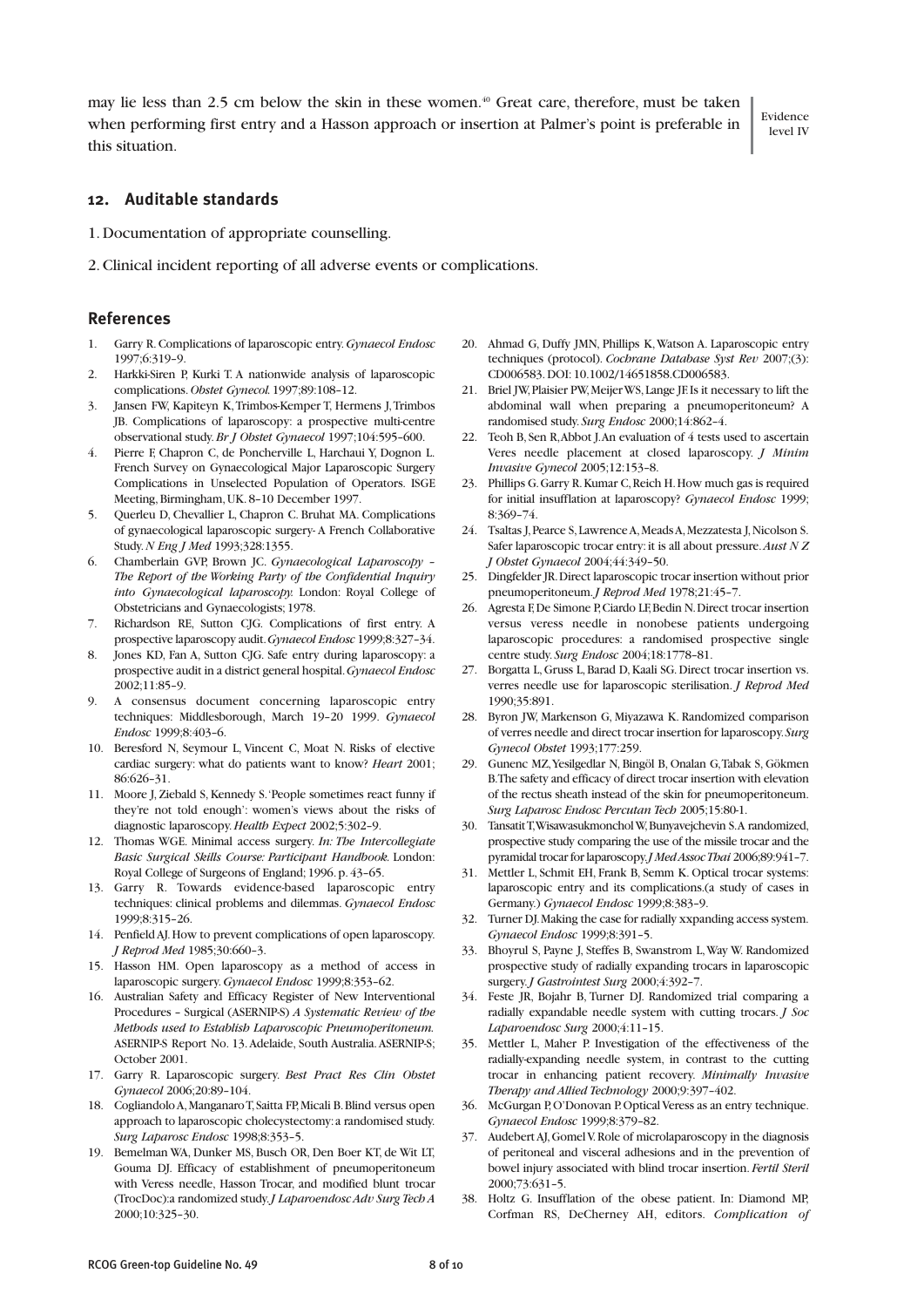may lie less than 2.5 cm below the skin in these women.[40] Great care, therefore, must be taken when performing first entry and a Hasson approach or insertion at Palmer's point is preferable in this situation.

Evidence level IV

## 12. Auditable standards

1. Documentation of appropriate counselling.

2. Clinical incident reporting of all adverse events or complications.

## References

1. Garry R. Complications of laparoscopic entry. *Gynaecol Endosc* 1997;6:319–9.
2. Harkki-Siren P, Kurki T. A nationwide analysis of laparoscopic complications. *Obstet Gynecol.* 1997;89:108–12.
3. Jansen FW, Kapiteyn K, Trimbos-Kemper T, Hermens J, Trimbos JB. Complications of laparoscopy: a prospective multi-centre observational study. *Br J Obstet Gynaecol* 1997;104:595–600.
4. Pierre F, Chapron C, de Poncherville L, Harchaui Y, Dognon L. French Survey on Gynaecological Major Laparoscopic Surgery Complications in Unselected Population of Operators. ISGE Meeting, Birmingham, UK. 8–10 December 1997.
5. Querleu D, Chevallier L, Chapron C. Bruhat MA. Complications of gynaecological laparoscopic surgery- A French Collaborative Study. *N Eng J Med* 1993;328:1355.
6. Chamberlain GVP, Brown JC. *Gynaecological Laparoscopy – The Report of the Working Party of the Confidential Inquiry into Gynaecological laparoscopy.* London: Royal College of Obstetricians and Gynaecologists; 1978.
7. Richardson RE, Sutton CJG. Complications of first entry. A prospective laparoscopy audit. *Gynaecol Endosc* 1999;8:327–34.
8. Jones KD, Fan A, Sutton CJG. Safe entry during laparoscopy: a prospective audit in a district general hospital. *Gynaecol Endosc* 2002;11:85–9.
9. A consensus document concerning laparoscopic entry techniques: Middlesborough, March 19–20 1999. *Gynaecol Endosc* 1999;8:403–6.
10. Beresford N, Seymour L, Vincent C, Moat N. Risks of elective cardiac surgery: what do patients want to know? *Heart* 2001; 86:626–31.
11. Moore J, Ziebald S, Kennedy S. 'People sometimes react funny if they're not told enough': women's views about the risks of diagnostic laparoscopy. *Health Expect* 2002;5:302–9.
12. Thomas WGE. Minimal access surgery. *In: The Intercollegiate Basic Surgical Skills Course: Participant Handbook.* London: Royal College of Surgeons of England; 1996. p. 43–65.
13. Garry R. Towards evidence-based laparoscopic entry techniques: clinical problems and dilemmas. *Gynaecol Endosc* 1999;8:315–26.
14. Penfield AJ. How to prevent complications of open laparoscopy. *J Reprod Med* 1985;30:660–3.
15. Hasson HM. Open laparoscopy as a method of access in laparoscopic surgery. *Gynaecol Endosc* 1999;8:353–62.
16. Australian Safety and Efficacy Register of New Interventional Procedures – Surgical (ASERNIP-S) *A Systematic Review of the Methods used to Establish Laparoscopic Pneumoperitoneum.* ASERNIP-S Report No. 13. Adelaide, South Australia. ASERNIP-S; October 2001.
17. Garry R. Laparoscopic surgery. *Best Pract Res Clin Obstet Gynaecol* 2006;20:89–104.
18. Cogliandolo A, Manganaro T, Saitta FP, Micali B. Blind versus open approach to laparoscopic cholecystectomy: a randomised study. *Surg Laparosc Endosc* 1998;8:353–5.
19. Bemelman WA, Dunker MS, Busch OR, Den Boer KT, de Wit LT, Gouma DJ. Efficacy of establishment of pneumoperitoneum with Veress needle, Hasson Trocar, and modified blunt trocar (TrocDoc):a randomized study. *J Laparoendosc Adv Surg Tech A* 2000;10:325–30.
20. Ahmad G, Duffy JMN, Phillips K, Watson A. Laparoscopic entry techniques (protocol). *Cochrane Database Syst Rev* 2007;(3): CD006583. DOI: 10.1002/14651858.CD006583.
21. Briel JW, Plaisier PW, Meijer WS, Lange JF. Is it necessary to lift the abdominal wall when preparing a pneumoperitoneum? A randomised study. *Surg Endosc* 2000;14:862–4.
22. Teoh B, Sen R, Abbot J. An evaluation of 4 tests used to ascertain Veres needle placement at closed laparoscopy. *J Minim Invasive Gynecol* 2005;12:153–8.
23. Phillips G. Garry R. Kumar C, Reich H. How much gas is required for initial insufflation at laparoscopy? *Gynaecol Endosc* 1999; 8:369–74.
24. Tsaltas J, Pearce S, Lawrence A, Meads A, Mezzatesta J, Nicolson S. Safer laparoscopic trocar entry: it is all about pressure. *Aust N Z J Obstet Gynaecol* 2004;44:349–50.
25. Dingfelder JR. Direct laparoscopic trocar insertion without prior pneumoperitoneum. *J Reprod Med* 1978;21:45–7.
26. Agresta F, De Simone P, Ciardo LF, Bedin N. Direct trocar insertion versus veress needle in nonobese patients undergoing laparoscopic procedures: a randomised prospective single centre study. *Surg Endosc* 2004;18:1778–81.
27. Borgatta L, Gruss L, Barad D, Kaali SG. Direct trocar insertion vs. verres needle use for laparoscopic sterilisation. *J Reprod Med* 1990;35:891.
28. Byron JW, Markenson G, Miyazawa K. Randomized comparison of verres needle and direct trocar insertion for laparoscopy. *Surg Gynecol Obstet* 1993;177:259.
29. Gunenc MZ, Yesilgedlar N, Bingöl B, Onalan G, Tabak S, Gökmen B. The safety and efficacy of direct trocar insertion with elevation of the rectus sheath instead of the skin for pneumoperitoneum. *Surg Laparosc Endosc Percutan Tech* 2005;15:80-1.
30. Tansatit T, Wisawasukmonchol W, Bunyavejchevin S. A randomized, prospective study comparing the use of the missile trocar and the pyramidal trocar for laparoscopy. *J Med Assoc Thai* 2006;89:941–7.
31. Mettler L, Schmit EH, Frank B, Semm K. Optical trocar systems: laparoscopic entry and its complications.(a study of cases in Germany.) *Gynaecol Endosc* 1999;8:383–9.
32. Turner DJ. Making the case for radially xxpanding access system. *Gynaecol Endosc* 1999;8:391–5.
33. Bhoyrul S, Payne J, Steffes B, Swanstrom L, Way W. Randomized prospective study of radially expanding trocars in laparoscopic surgery. *J Gastrointest Surg* 2000;4:392–7.
34. Feste JR, Bojahr B, Turner DJ. Randomized trial comparing a radially expandable needle system with cutting trocars. *J Soc Laparoendosc Surg* 2000;4:11–15.
35. Mettler L, Maher P. Investigation of the effectiveness of the radially-expanding needle system, in contrast to the cutting trocar in enhancing patient recovery. *Minimally Invasive Therapy and Allied Technology* 2000;9:397–402.
36. McGurgan P, O'Donovan P. Optical Veress as an entry technique. *Gynaecol Endosc* 1999;8:379–82.
37. Audebert AJ, Gomel V. Role of microlaparoscopy in the diagnosis of peritoneal and visceral adhesions and in the prevention of bowel injury associated with blind trocar insertion. *Fertil Steril* 2000;73:631–5.
38. Holtz G. Insufflation of the obese patient. In: Diamond MP, Corfman RS, DeCherney AH, editors. *Complication of*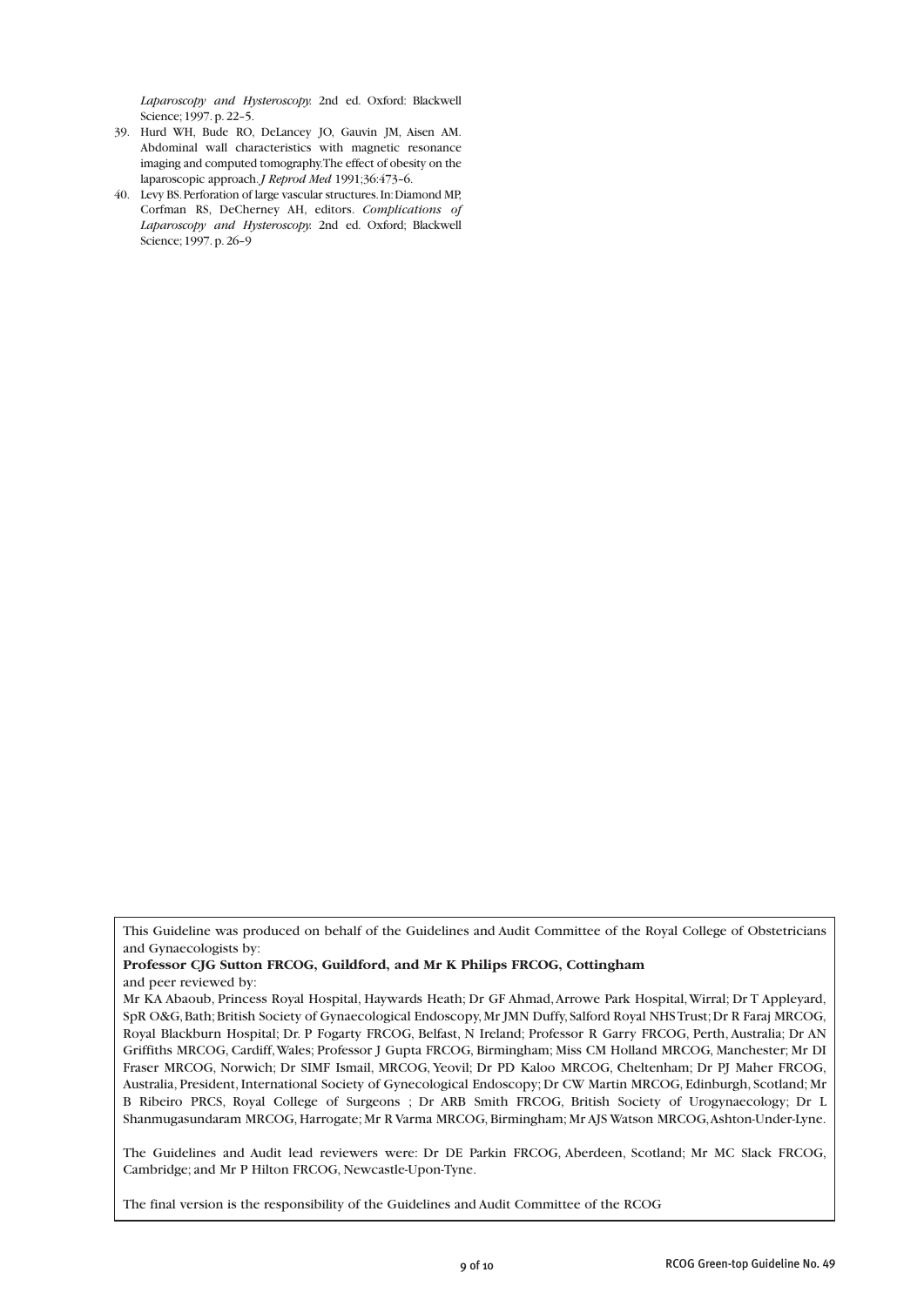*Laparoscopy and Hysteroscopy.* 2nd ed. Oxford: Blackwell Science; 1997. p. 22–5.

39. Hurd WH, Bude RO, DeLancey JO, Gauvin JM, Aisen AM. Abdominal wall characteristics with magnetic resonance imaging and computed tomography.The effect of obesity on the laparoscopic approach. *J Reprod Med* 1991;36:473–6.
40. Levy BS. Perforation of large vascular structures. In: Diamond MP, Corfman RS, DeCherney AH, editors. *Complications of Laparoscopy and Hysteroscopy.* 2nd ed. Oxford; Blackwell Science; 1997. p. 26–9

This Guideline was produced on behalf of the Guidelines and Audit Committee of the Royal College of Obstetricians and Gynaecologists by:

**Professor CJG Sutton FRCOG, Guildford, and Mr K Philips FRCOG, Cottingham**

and peer reviewed by:

Mr KA Abaoub, Princess Royal Hospital, Haywards Heath; Dr GF Ahmad, Arrowe Park Hospital, Wirral; Dr T Appleyard, SpR O&G, Bath; British Society of Gynaecological Endoscopy, Mr JMN Duffy, Salford Royal NHS Trust; Dr R Faraj MRCOG, Royal Blackburn Hospital; Dr. P Fogarty FRCOG, Belfast, N Ireland; Professor R Garry FRCOG, Perth, Australia; Dr AN Griffiths MRCOG, Cardiff, Wales; Professor J Gupta FRCOG, Birmingham; Miss CM Holland MRCOG, Manchester; Mr DI Fraser MRCOG, Norwich; Dr SIMF Ismail, MRCOG, Yeovil; Dr PD Kaloo MRCOG, Cheltenham; Dr PJ Maher FRCOG, Australia, President, International Society of Gynecological Endoscopy; Dr CW Martin MRCOG, Edinburgh, Scotland; Mr B Ribeiro PRCS, Royal College of Surgeons ; Dr ARB Smith FRCOG, British Society of Urogynaecology; Dr L Shanmugasundaram MRCOG, Harrogate; Mr R Varma MRCOG, Birmingham; Mr AJS Watson MRCOG, Ashton-Under-Lyne.

The Guidelines and Audit lead reviewers were: Dr DE Parkin FRCOG, Aberdeen, Scotland; Mr MC Slack FRCOG, Cambridge; and Mr P Hilton FRCOG, Newcastle-Upon-Tyne.

The final version is the responsibility of the Guidelines and Audit Committee of the RCOG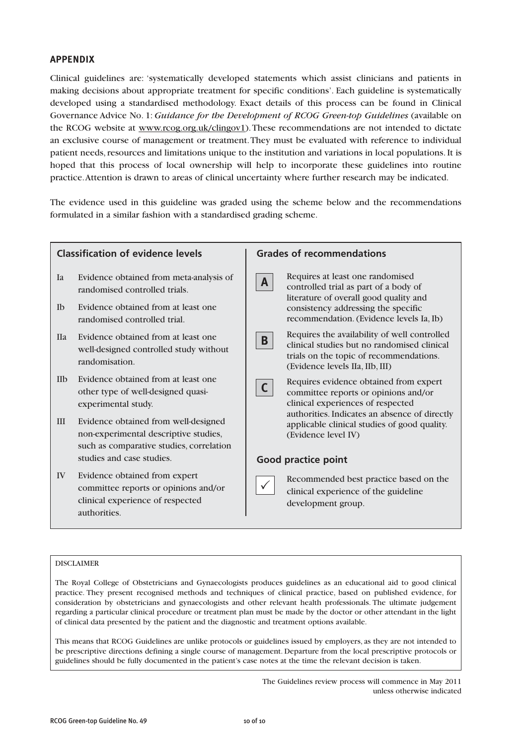## APPENDIX

Clinical guidelines are: 'systematically developed statements which assist clinicians and patients in making decisions about appropriate treatment for specific conditions'. Each guideline is systematically developed using a standardised methodology. Exact details of this process can be found in Clinical Governance Advice No. 1: *Guidance for the Development of RCOG Green-top Guidelines* (available on the RCOG website at www.rcog.org.uk/clingov1). These recommendations are not intended to dictate an exclusive course of management or treatment. They must be evaluated with reference to individual patient needs, resources and limitations unique to the institution and variations in local populations. It is hoped that this process of local ownership will help to incorporate these guidelines into routine practice. Attention is drawn to areas of clinical uncertainty where further research may be indicated.

The evidence used in this guideline was graded using the scheme below and the recommendations formulated in a similar fashion with a standardised grading scheme.

### Classification of evidence levels

- Ia Evidence obtained from meta-analysis of randomised controlled trials.
- Ib Evidence obtained from at least one randomised controlled trial.
- IIa Evidence obtained from at least one well-designed controlled study without randomisation.
- IIb Evidence obtained from at least one other type of well-designed quasi-experimental study.
- III Evidence obtained from well-designed non-experimental descriptive studies, such as comparative studies, correlation studies and case studies.
- IV Evidence obtained from expert committee reports or opinions and/or clinical experience of respected authorities.

### Grades of recommendations

- **A** Requires at least one randomised controlled trial as part of a body of literature of overall good quality and consistency addressing the specific recommendation. (Evidence levels Ia, Ib)
- **B** Requires the availability of well controlled clinical studies but no randomised clinical trials on the topic of recommendations. (Evidence levels IIa, IIb, III)
- **C** Requires evidence obtained from expert committee reports or opinions and/or clinical experiences of respected authorities. Indicates an absence of directly applicable clinical studies of good quality. (Evidence level IV)

### Good practice point

- ✓ Recommended best practice based on the clinical experience of the guideline development group.

DISCLAIMER

The Royal College of Obstetricians and Gynaecologists produces guidelines as an educational aid to good clinical practice. They present recognised methods and techniques of clinical practice, based on published evidence, for consideration by obstetricians and gynaecologists and other relevant health professionals. The ultimate judgement regarding a particular clinical procedure or treatment plan must be made by the doctor or other attendant in the light of clinical data presented by the patient and the diagnostic and treatment options available.

This means that RCOG Guidelines are unlike protocols or guidelines issued by employers, as they are not intended to be prescriptive directions defining a single course of management. Departure from the local prescriptive protocols or guidelines should be fully documented in the patient's case notes at the time the relevant decision is taken.

The Guidelines review process will commence in May 2011 unless otherwise indicated